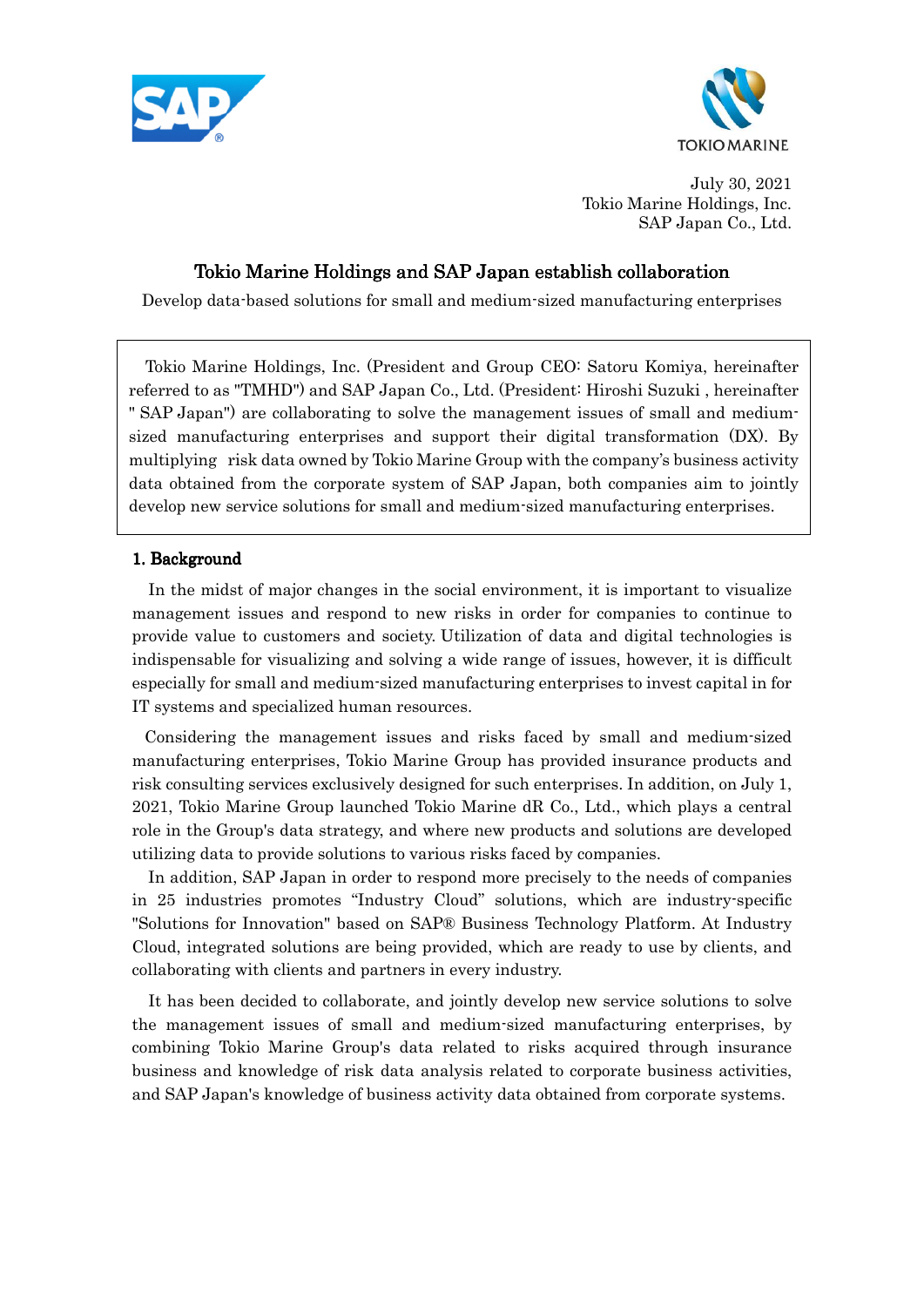July 30, 2021
Tokio Marine Holdings, Inc.
SAP Japan Co., Ltd.

# Tokio Marine Holdings and SAP Japan establish collaboration

Develop data-based solutions for small and medium-sized manufacturing enterprises

Tokio Marine Holdings, Inc. (President and Group CEO: Satoru Komiya, hereinafter referred to as "TMHD") and SAP Japan Co., Ltd. (President: Hiroshi Suzuki , hereinafter " SAP Japan") are collaborating to solve the management issues of small and medium-sized manufacturing enterprises and support their digital transformation (DX). By multiplying risk data owned by Tokio Marine Group with the company's business activity data obtained from the corporate system of SAP Japan, both companies aim to jointly develop new service solutions for small and medium-sized manufacturing enterprises.

## 1. Background

In the midst of major changes in the social environment, it is important to visualize management issues and respond to new risks in order for companies to continue to provide value to customers and society. Utilization of data and digital technologies is indispensable for visualizing and solving a wide range of issues, however, it is difficult especially for small and medium-sized manufacturing enterprises to invest capital in for IT systems and specialized human resources.

Considering the management issues and risks faced by small and medium-sized manufacturing enterprises, Tokio Marine Group has provided insurance products and risk consulting services exclusively designed for such enterprises. In addition, on July 1, 2021, Tokio Marine Group launched Tokio Marine dR Co., Ltd., which plays a central role in the Group's data strategy, and where new products and solutions are developed utilizing data to provide solutions to various risks faced by companies.

In addition, SAP Japan in order to respond more precisely to the needs of companies in 25 industries promotes "Industry Cloud" solutions, which are industry-specific "Solutions for Innovation" based on SAP® Business Technology Platform. At Industry Cloud, integrated solutions are being provided, which are ready to use by clients, and collaborating with clients and partners in every industry.

It has been decided to collaborate, and jointly develop new service solutions to solve the management issues of small and medium-sized manufacturing enterprises, by combining Tokio Marine Group's data related to risks acquired through insurance business and knowledge of risk data analysis related to corporate business activities, and SAP Japan's knowledge of business activity data obtained from corporate systems.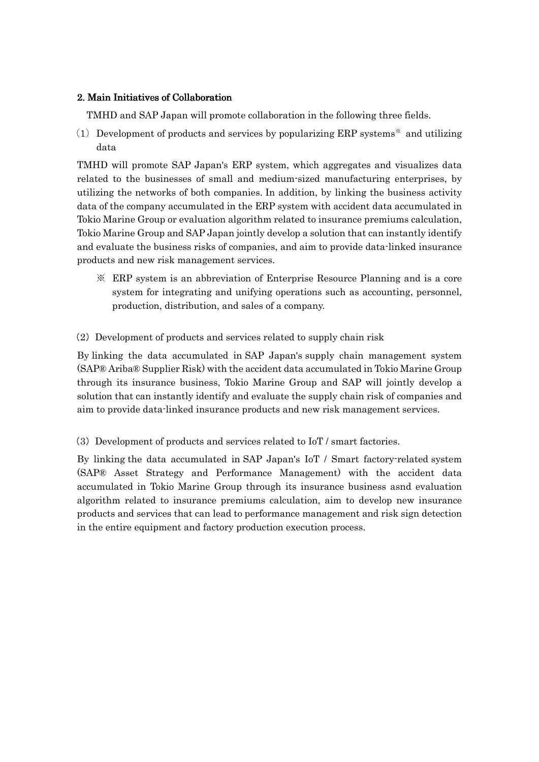## 2. Main Initiatives of Collaboration

TMHD and SAP Japan will promote collaboration in the following three fields.

### (1) Development of products and services by popularizing ERP systems※ and utilizing data

TMHD will promote SAP Japan's ERP system, which aggregates and visualizes data related to the businesses of small and medium-sized manufacturing enterprises, by utilizing the networks of both companies. In addition, by linking the business activity data of the company accumulated in the ERP system with accident data accumulated in Tokio Marine Group or evaluation algorithm related to insurance premiums calculation, Tokio Marine Group and SAP Japan jointly develop a solution that can instantly identify and evaluate the business risks of companies, and aim to provide data-linked insurance products and new risk management services.

> ※ ERP system is an abbreviation of Enterprise Resource Planning and is a core system for integrating and unifying operations such as accounting, personnel, production, distribution, and sales of a company.

### (2) Development of products and services related to supply chain risk

By linking the data accumulated in SAP Japan's supply chain management system (SAP® Ariba® Supplier Risk) with the accident data accumulated in Tokio Marine Group through its insurance business, Tokio Marine Group and SAP will jointly develop a solution that can instantly identify and evaluate the supply chain risk of companies and aim to provide data-linked insurance products and new risk management services.

### (3) Development of products and services related to IoT / smart factories.

By linking the data accumulated in SAP Japan's IoT / Smart factory-related system (SAP® Asset Strategy and Performance Management) with the accident data accumulated in Tokio Marine Group through its insurance business asnd evaluation algorithm related to insurance premiums calculation, aim to develop new insurance products and services that can lead to performance management and risk sign detection in the entire equipment and factory production execution process.